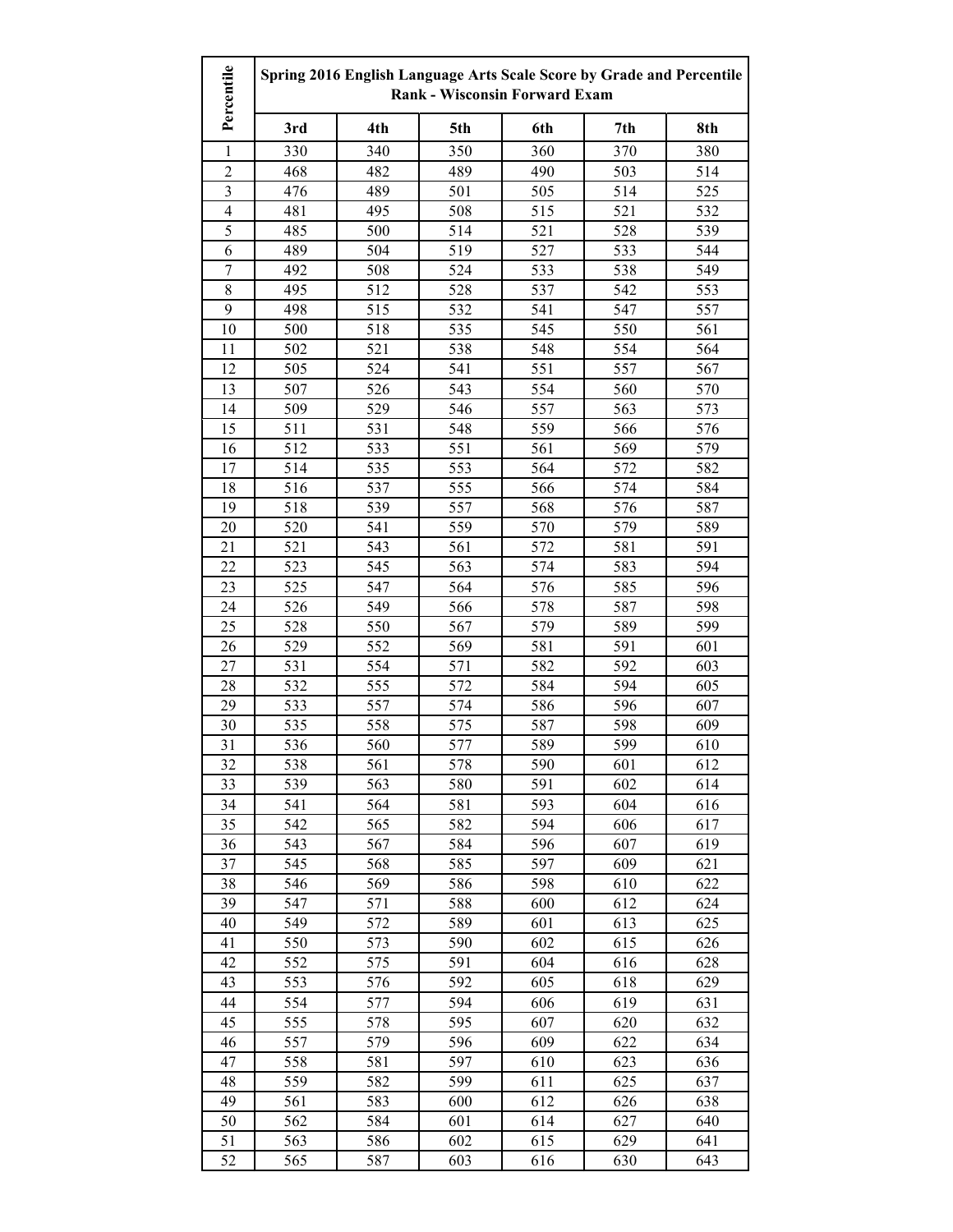| Percentile | Spring 2016 English Language Arts Scale Score by Grade and Percentile Rank - Wisconsin Forward Exam | | | | | |
|---|---|---|---|---|---|---|
| | 3rd | 4th | 5th | 6th | 7th | 8th |
| 1 | 330 | 340 | 350 | 360 | 370 | 380 |
| 2 | 468 | 482 | 489 | 490 | 503 | 514 |
| 3 | 476 | 489 | 501 | 505 | 514 | 525 |
| 4 | 481 | 495 | 508 | 515 | 521 | 532 |
| 5 | 485 | 500 | 514 | 521 | 528 | 539 |
| 6 | 489 | 504 | 519 | 527 | 533 | 544 |
| 7 | 492 | 508 | 524 | 533 | 538 | 549 |
| 8 | 495 | 512 | 528 | 537 | 542 | 553 |
| 9 | 498 | 515 | 532 | 541 | 547 | 557 |
| 10 | 500 | 518 | 535 | 545 | 550 | 561 |
| 11 | 502 | 521 | 538 | 548 | 554 | 564 |
| 12 | 505 | 524 | 541 | 551 | 557 | 567 |
| 13 | 507 | 526 | 543 | 554 | 560 | 570 |
| 14 | 509 | 529 | 546 | 557 | 563 | 573 |
| 15 | 511 | 531 | 548 | 559 | 566 | 576 |
| 16 | 512 | 533 | 551 | 561 | 569 | 579 |
| 17 | 514 | 535 | 553 | 564 | 572 | 582 |
| 18 | 516 | 537 | 555 | 566 | 574 | 584 |
| 19 | 518 | 539 | 557 | 568 | 576 | 587 |
| 20 | 520 | 541 | 559 | 570 | 579 | 589 |
| 21 | 521 | 543 | 561 | 572 | 581 | 591 |
| 22 | 523 | 545 | 563 | 574 | 583 | 594 |
| 23 | 525 | 547 | 564 | 576 | 585 | 596 |
| 24 | 526 | 549 | 566 | 578 | 587 | 598 |
| 25 | 528 | 550 | 567 | 579 | 589 | 599 |
| 26 | 529 | 552 | 569 | 581 | 591 | 601 |
| 27 | 531 | 554 | 571 | 582 | 592 | 603 |
| 28 | 532 | 555 | 572 | 584 | 594 | 605 |
| 29 | 533 | 557 | 574 | 586 | 596 | 607 |
| 30 | 535 | 558 | 575 | 587 | 598 | 609 |
| 31 | 536 | 560 | 577 | 589 | 599 | 610 |
| 32 | 538 | 561 | 578 | 590 | 601 | 612 |
| 33 | 539 | 563 | 580 | 591 | 602 | 614 |
| 34 | 541 | 564 | 581 | 593 | 604 | 616 |
| 35 | 542 | 565 | 582 | 594 | 606 | 617 |
| 36 | 543 | 567 | 584 | 596 | 607 | 619 |
| 37 | 545 | 568 | 585 | 597 | 609 | 621 |
| 38 | 546 | 569 | 586 | 598 | 610 | 622 |
| 39 | 547 | 571 | 588 | 600 | 612 | 624 |
| 40 | 549 | 572 | 589 | 601 | 613 | 625 |
| 41 | 550 | 573 | 590 | 602 | 615 | 626 |
| 42 | 552 | 575 | 591 | 604 | 616 | 628 |
| 43 | 553 | 576 | 592 | 605 | 618 | 629 |
| 44 | 554 | 577 | 594 | 606 | 619 | 631 |
| 45 | 555 | 578 | 595 | 607 | 620 | 632 |
| 46 | 557 | 579 | 596 | 609 | 622 | 634 |
| 47 | 558 | 581 | 597 | 610 | 623 | 636 |
| 48 | 559 | 582 | 599 | 611 | 625 | 637 |
| 49 | 561 | 583 | 600 | 612 | 626 | 638 |
| 50 | 562 | 584 | 601 | 614 | 627 | 640 |
| 51 | 563 | 586 | 602 | 615 | 629 | 641 |
| 52 | 565 | 587 | 603 | 616 | 630 | 643 |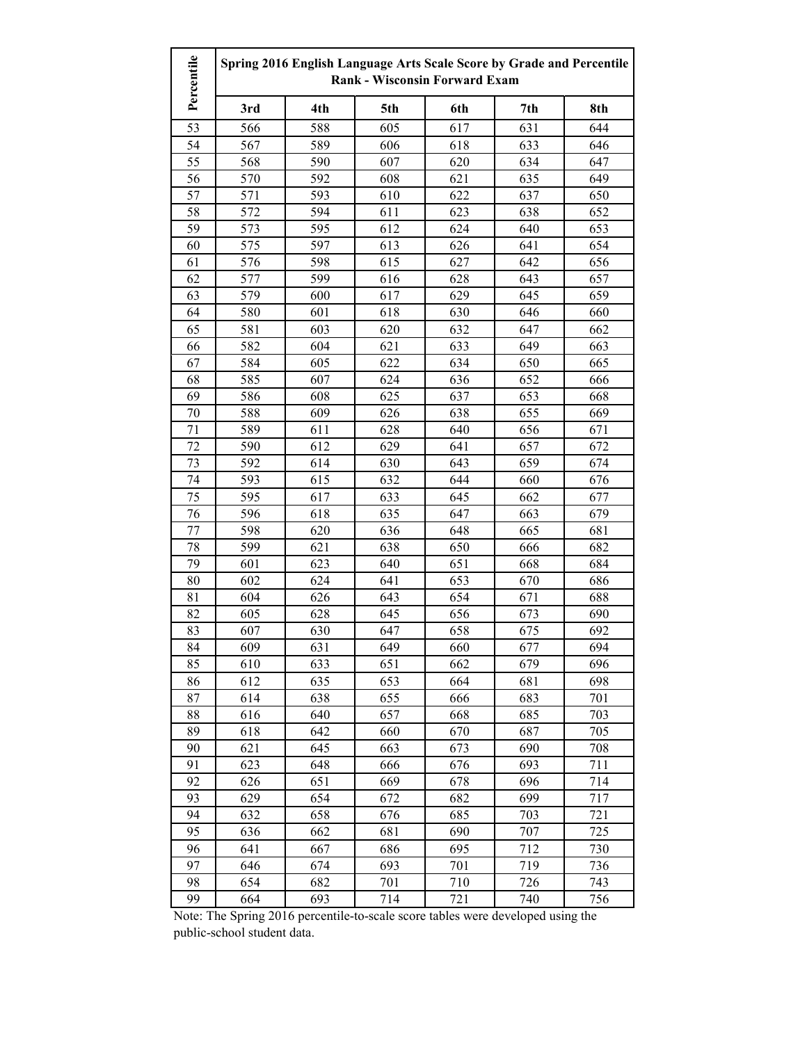| Percentile | Spring 2016 English Language Arts Scale Score by Grade and Percentile Rank - Wisconsin Forward Exam | | | | | |
|---|---|---|---|---|---|---|
| | 3rd | 4th | 5th | 6th | 7th | 8th |
| 53 | 566 | 588 | 605 | 617 | 631 | 644 |
| 54 | 567 | 589 | 606 | 618 | 633 | 646 |
| 55 | 568 | 590 | 607 | 620 | 634 | 647 |
| 56 | 570 | 592 | 608 | 621 | 635 | 649 |
| 57 | 571 | 593 | 610 | 622 | 637 | 650 |
| 58 | 572 | 594 | 611 | 623 | 638 | 652 |
| 59 | 573 | 595 | 612 | 624 | 640 | 653 |
| 60 | 575 | 597 | 613 | 626 | 641 | 654 |
| 61 | 576 | 598 | 615 | 627 | 642 | 656 |
| 62 | 577 | 599 | 616 | 628 | 643 | 657 |
| 63 | 579 | 600 | 617 | 629 | 645 | 659 |
| 64 | 580 | 601 | 618 | 630 | 646 | 660 |
| 65 | 581 | 603 | 620 | 632 | 647 | 662 |
| 66 | 582 | 604 | 621 | 633 | 649 | 663 |
| 67 | 584 | 605 | 622 | 634 | 650 | 665 |
| 68 | 585 | 607 | 624 | 636 | 652 | 666 |
| 69 | 586 | 608 | 625 | 637 | 653 | 668 |
| 70 | 588 | 609 | 626 | 638 | 655 | 669 |
| 71 | 589 | 611 | 628 | 640 | 656 | 671 |
| 72 | 590 | 612 | 629 | 641 | 657 | 672 |
| 73 | 592 | 614 | 630 | 643 | 659 | 674 |
| 74 | 593 | 615 | 632 | 644 | 660 | 676 |
| 75 | 595 | 617 | 633 | 645 | 662 | 677 |
| 76 | 596 | 618 | 635 | 647 | 663 | 679 |
| 77 | 598 | 620 | 636 | 648 | 665 | 681 |
| 78 | 599 | 621 | 638 | 650 | 666 | 682 |
| 79 | 601 | 623 | 640 | 651 | 668 | 684 |
| 80 | 602 | 624 | 641 | 653 | 670 | 686 |
| 81 | 604 | 626 | 643 | 654 | 671 | 688 |
| 82 | 605 | 628 | 645 | 656 | 673 | 690 |
| 83 | 607 | 630 | 647 | 658 | 675 | 692 |
| 84 | 609 | 631 | 649 | 660 | 677 | 694 |
| 85 | 610 | 633 | 651 | 662 | 679 | 696 |
| 86 | 612 | 635 | 653 | 664 | 681 | 698 |
| 87 | 614 | 638 | 655 | 666 | 683 | 701 |
| 88 | 616 | 640 | 657 | 668 | 685 | 703 |
| 89 | 618 | 642 | 660 | 670 | 687 | 705 |
| 90 | 621 | 645 | 663 | 673 | 690 | 708 |
| 91 | 623 | 648 | 666 | 676 | 693 | 711 |
| 92 | 626 | 651 | 669 | 678 | 696 | 714 |
| 93 | 629 | 654 | 672 | 682 | 699 | 717 |
| 94 | 632 | 658 | 676 | 685 | 703 | 721 |
| 95 | 636 | 662 | 681 | 690 | 707 | 725 |
| 96 | 641 | 667 | 686 | 695 | 712 | 730 |
| 97 | 646 | 674 | 693 | 701 | 719 | 736 |
| 98 | 654 | 682 | 701 | 710 | 726 | 743 |
| 99 | 664 | 693 | 714 | 721 | 740 | 756 |

Note: The Spring 2016 percentile-to-scale score tables were developed using the public-school student data.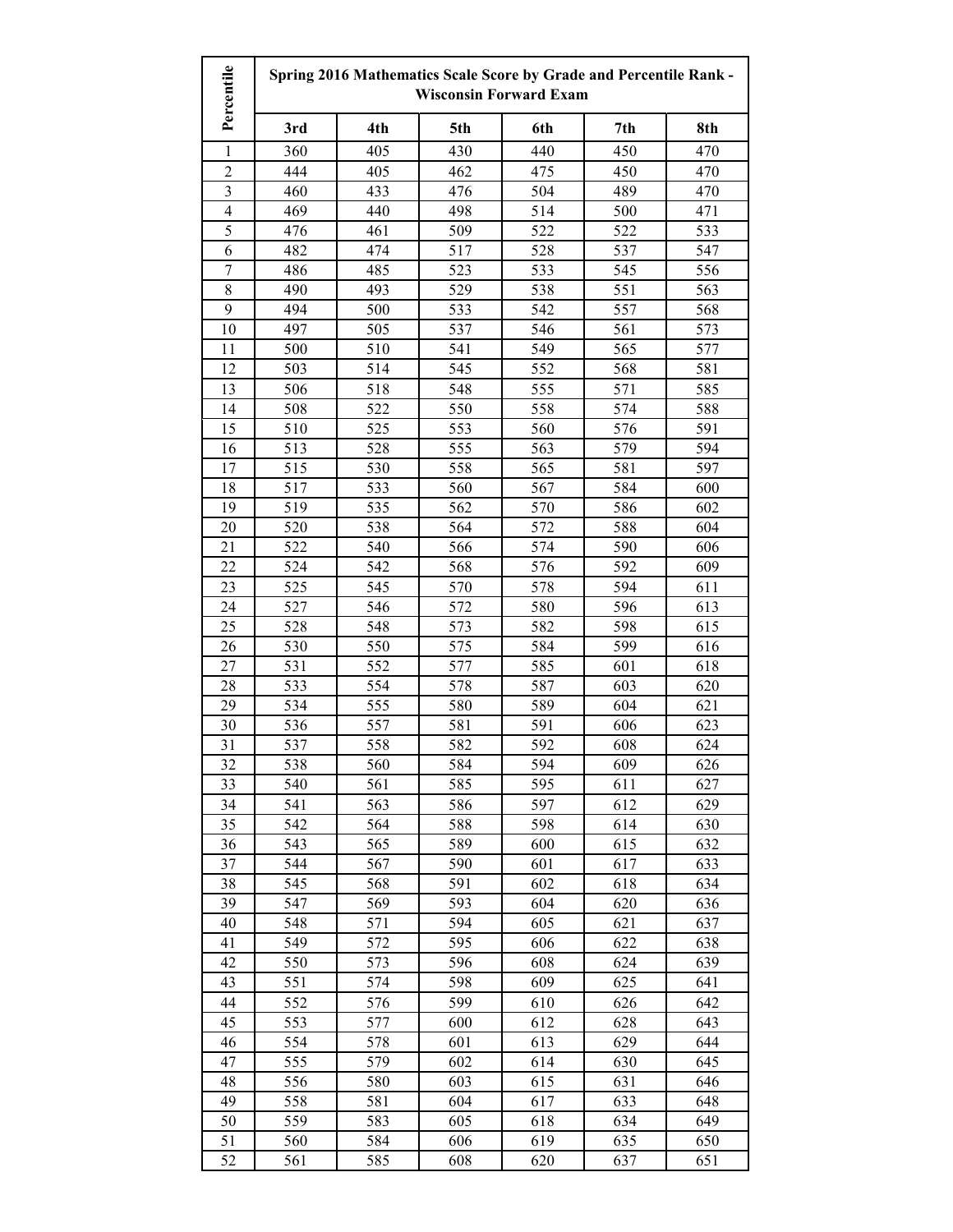| Percentile | Spring 2016 Mathematics Scale Score by Grade and Percentile Rank - Wisconsin Forward Exam | | | | | |
|---|---|---|---|---|---|---|
| | 3rd | 4th | 5th | 6th | 7th | 8th |
| 1 | 360 | 405 | 430 | 440 | 450 | 470 |
| 2 | 444 | 405 | 462 | 475 | 450 | 470 |
| 3 | 460 | 433 | 476 | 504 | 489 | 470 |
| 4 | 469 | 440 | 498 | 514 | 500 | 471 |
| 5 | 476 | 461 | 509 | 522 | 522 | 533 |
| 6 | 482 | 474 | 517 | 528 | 537 | 547 |
| 7 | 486 | 485 | 523 | 533 | 545 | 556 |
| 8 | 490 | 493 | 529 | 538 | 551 | 563 |
| 9 | 494 | 500 | 533 | 542 | 557 | 568 |
| 10 | 497 | 505 | 537 | 546 | 561 | 573 |
| 11 | 500 | 510 | 541 | 549 | 565 | 577 |
| 12 | 503 | 514 | 545 | 552 | 568 | 581 |
| 13 | 506 | 518 | 548 | 555 | 571 | 585 |
| 14 | 508 | 522 | 550 | 558 | 574 | 588 |
| 15 | 510 | 525 | 553 | 560 | 576 | 591 |
| 16 | 513 | 528 | 555 | 563 | 579 | 594 |
| 17 | 515 | 530 | 558 | 565 | 581 | 597 |
| 18 | 517 | 533 | 560 | 567 | 584 | 600 |
| 19 | 519 | 535 | 562 | 570 | 586 | 602 |
| 20 | 520 | 538 | 564 | 572 | 588 | 604 |
| 21 | 522 | 540 | 566 | 574 | 590 | 606 |
| 22 | 524 | 542 | 568 | 576 | 592 | 609 |
| 23 | 525 | 545 | 570 | 578 | 594 | 611 |
| 24 | 527 | 546 | 572 | 580 | 596 | 613 |
| 25 | 528 | 548 | 573 | 582 | 598 | 615 |
| 26 | 530 | 550 | 575 | 584 | 599 | 616 |
| 27 | 531 | 552 | 577 | 585 | 601 | 618 |
| 28 | 533 | 554 | 578 | 587 | 603 | 620 |
| 29 | 534 | 555 | 580 | 589 | 604 | 621 |
| 30 | 536 | 557 | 581 | 591 | 606 | 623 |
| 31 | 537 | 558 | 582 | 592 | 608 | 624 |
| 32 | 538 | 560 | 584 | 594 | 609 | 626 |
| 33 | 540 | 561 | 585 | 595 | 611 | 627 |
| 34 | 541 | 563 | 586 | 597 | 612 | 629 |
| 35 | 542 | 564 | 588 | 598 | 614 | 630 |
| 36 | 543 | 565 | 589 | 600 | 615 | 632 |
| 37 | 544 | 567 | 590 | 601 | 617 | 633 |
| 38 | 545 | 568 | 591 | 602 | 618 | 634 |
| 39 | 547 | 569 | 593 | 604 | 620 | 636 |
| 40 | 548 | 571 | 594 | 605 | 621 | 637 |
| 41 | 549 | 572 | 595 | 606 | 622 | 638 |
| 42 | 550 | 573 | 596 | 608 | 624 | 639 |
| 43 | 551 | 574 | 598 | 609 | 625 | 641 |
| 44 | 552 | 576 | 599 | 610 | 626 | 642 |
| 45 | 553 | 577 | 600 | 612 | 628 | 643 |
| 46 | 554 | 578 | 601 | 613 | 629 | 644 |
| 47 | 555 | 579 | 602 | 614 | 630 | 645 |
| 48 | 556 | 580 | 603 | 615 | 631 | 646 |
| 49 | 558 | 581 | 604 | 617 | 633 | 648 |
| 50 | 559 | 583 | 605 | 618 | 634 | 649 |
| 51 | 560 | 584 | 606 | 619 | 635 | 650 |
| 52 | 561 | 585 | 608 | 620 | 637 | 651 |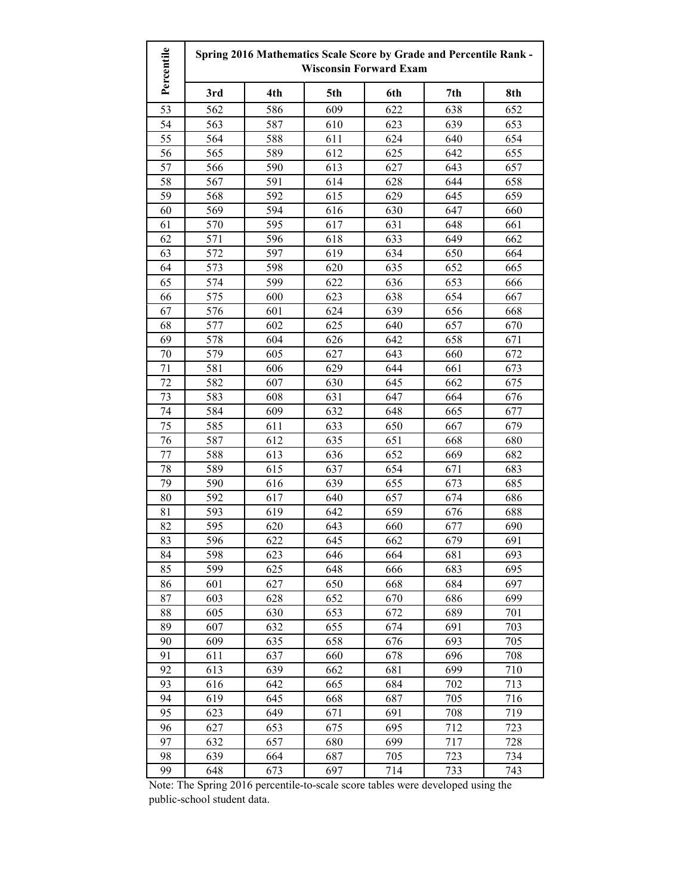| Percentile | Spring 2016 Mathematics Scale Score by Grade and Percentile Rank - Wisconsin Forward Exam | | | | | |
|---|---|---|---|---|---|---|
| | 3rd | 4th | 5th | 6th | 7th | 8th |
| 53 | 562 | 586 | 609 | 622 | 638 | 652 |
| 54 | 563 | 587 | 610 | 623 | 639 | 653 |
| 55 | 564 | 588 | 611 | 624 | 640 | 654 |
| 56 | 565 | 589 | 612 | 625 | 642 | 655 |
| 57 | 566 | 590 | 613 | 627 | 643 | 657 |
| 58 | 567 | 591 | 614 | 628 | 644 | 658 |
| 59 | 568 | 592 | 615 | 629 | 645 | 659 |
| 60 | 569 | 594 | 616 | 630 | 647 | 660 |
| 61 | 570 | 595 | 617 | 631 | 648 | 661 |
| 62 | 571 | 596 | 618 | 633 | 649 | 662 |
| 63 | 572 | 597 | 619 | 634 | 650 | 664 |
| 64 | 573 | 598 | 620 | 635 | 652 | 665 |
| 65 | 574 | 599 | 622 | 636 | 653 | 666 |
| 66 | 575 | 600 | 623 | 638 | 654 | 667 |
| 67 | 576 | 601 | 624 | 639 | 656 | 668 |
| 68 | 577 | 602 | 625 | 640 | 657 | 670 |
| 69 | 578 | 604 | 626 | 642 | 658 | 671 |
| 70 | 579 | 605 | 627 | 643 | 660 | 672 |
| 71 | 581 | 606 | 629 | 644 | 661 | 673 |
| 72 | 582 | 607 | 630 | 645 | 662 | 675 |
| 73 | 583 | 608 | 631 | 647 | 664 | 676 |
| 74 | 584 | 609 | 632 | 648 | 665 | 677 |
| 75 | 585 | 611 | 633 | 650 | 667 | 679 |
| 76 | 587 | 612 | 635 | 651 | 668 | 680 |
| 77 | 588 | 613 | 636 | 652 | 669 | 682 |
| 78 | 589 | 615 | 637 | 654 | 671 | 683 |
| 79 | 590 | 616 | 639 | 655 | 673 | 685 |
| 80 | 592 | 617 | 640 | 657 | 674 | 686 |
| 81 | 593 | 619 | 642 | 659 | 676 | 688 |
| 82 | 595 | 620 | 643 | 660 | 677 | 690 |
| 83 | 596 | 622 | 645 | 662 | 679 | 691 |
| 84 | 598 | 623 | 646 | 664 | 681 | 693 |
| 85 | 599 | 625 | 648 | 666 | 683 | 695 |
| 86 | 601 | 627 | 650 | 668 | 684 | 697 |
| 87 | 603 | 628 | 652 | 670 | 686 | 699 |
| 88 | 605 | 630 | 653 | 672 | 689 | 701 |
| 89 | 607 | 632 | 655 | 674 | 691 | 703 |
| 90 | 609 | 635 | 658 | 676 | 693 | 705 |
| 91 | 611 | 637 | 660 | 678 | 696 | 708 |
| 92 | 613 | 639 | 662 | 681 | 699 | 710 |
| 93 | 616 | 642 | 665 | 684 | 702 | 713 |
| 94 | 619 | 645 | 668 | 687 | 705 | 716 |
| 95 | 623 | 649 | 671 | 691 | 708 | 719 |
| 96 | 627 | 653 | 675 | 695 | 712 | 723 |
| 97 | 632 | 657 | 680 | 699 | 717 | 728 |
| 98 | 639 | 664 | 687 | 705 | 723 | 734 |
| 99 | 648 | 673 | 697 | 714 | 733 | 743 |

Note: The Spring 2016 percentile-to-scale score tables were developed using the public-school student data.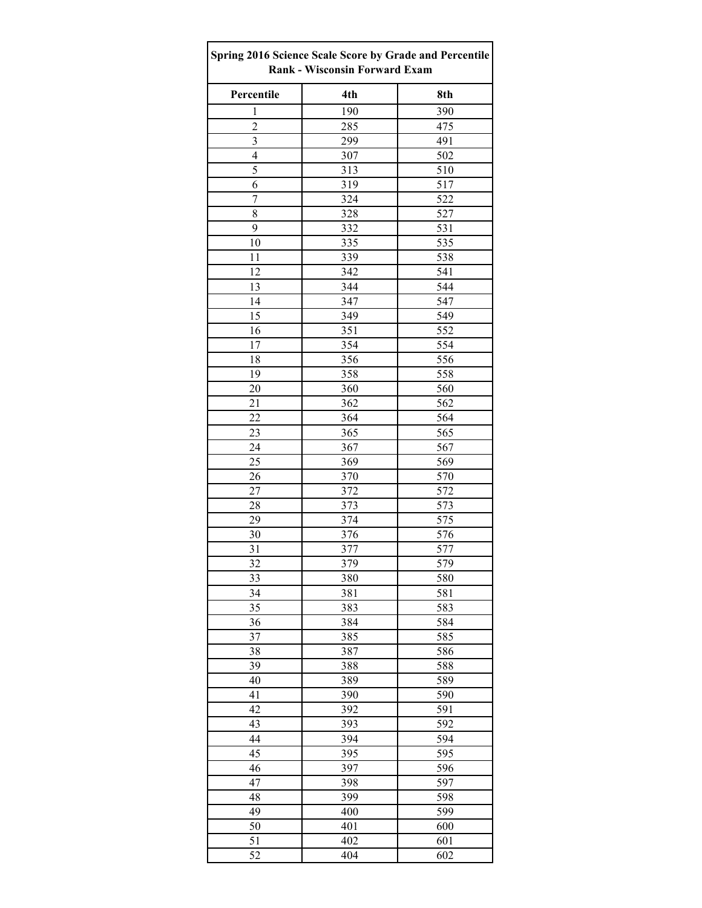| Spring 2016 Science Scale Score by Grade and Percentile Rank - Wisconsin Forward Exam | | |
|---|---|---|
| Percentile | 4th | 8th |
| 1 | 190 | 390 |
| 2 | 285 | 475 |
| 3 | 299 | 491 |
| 4 | 307 | 502 |
| 5 | 313 | 510 |
| 6 | 319 | 517 |
| 7 | 324 | 522 |
| 8 | 328 | 527 |
| 9 | 332 | 531 |
| 10 | 335 | 535 |
| 11 | 339 | 538 |
| 12 | 342 | 541 |
| 13 | 344 | 544 |
| 14 | 347 | 547 |
| 15 | 349 | 549 |
| 16 | 351 | 552 |
| 17 | 354 | 554 |
| 18 | 356 | 556 |
| 19 | 358 | 558 |
| 20 | 360 | 560 |
| 21 | 362 | 562 |
| 22 | 364 | 564 |
| 23 | 365 | 565 |
| 24 | 367 | 567 |
| 25 | 369 | 569 |
| 26 | 370 | 570 |
| 27 | 372 | 572 |
| 28 | 373 | 573 |
| 29 | 374 | 575 |
| 30 | 376 | 576 |
| 31 | 377 | 577 |
| 32 | 379 | 579 |
| 33 | 380 | 580 |
| 34 | 381 | 581 |
| 35 | 383 | 583 |
| 36 | 384 | 584 |
| 37 | 385 | 585 |
| 38 | 387 | 586 |
| 39 | 388 | 588 |
| 40 | 389 | 589 |
| 41 | 390 | 590 |
| 42 | 392 | 591 |
| 43 | 393 | 592 |
| 44 | 394 | 594 |
| 45 | 395 | 595 |
| 46 | 397 | 596 |
| 47 | 398 | 597 |
| 48 | 399 | 598 |
| 49 | 400 | 599 |
| 50 | 401 | 600 |
| 51 | 402 | 601 |
| 52 | 404 | 602 |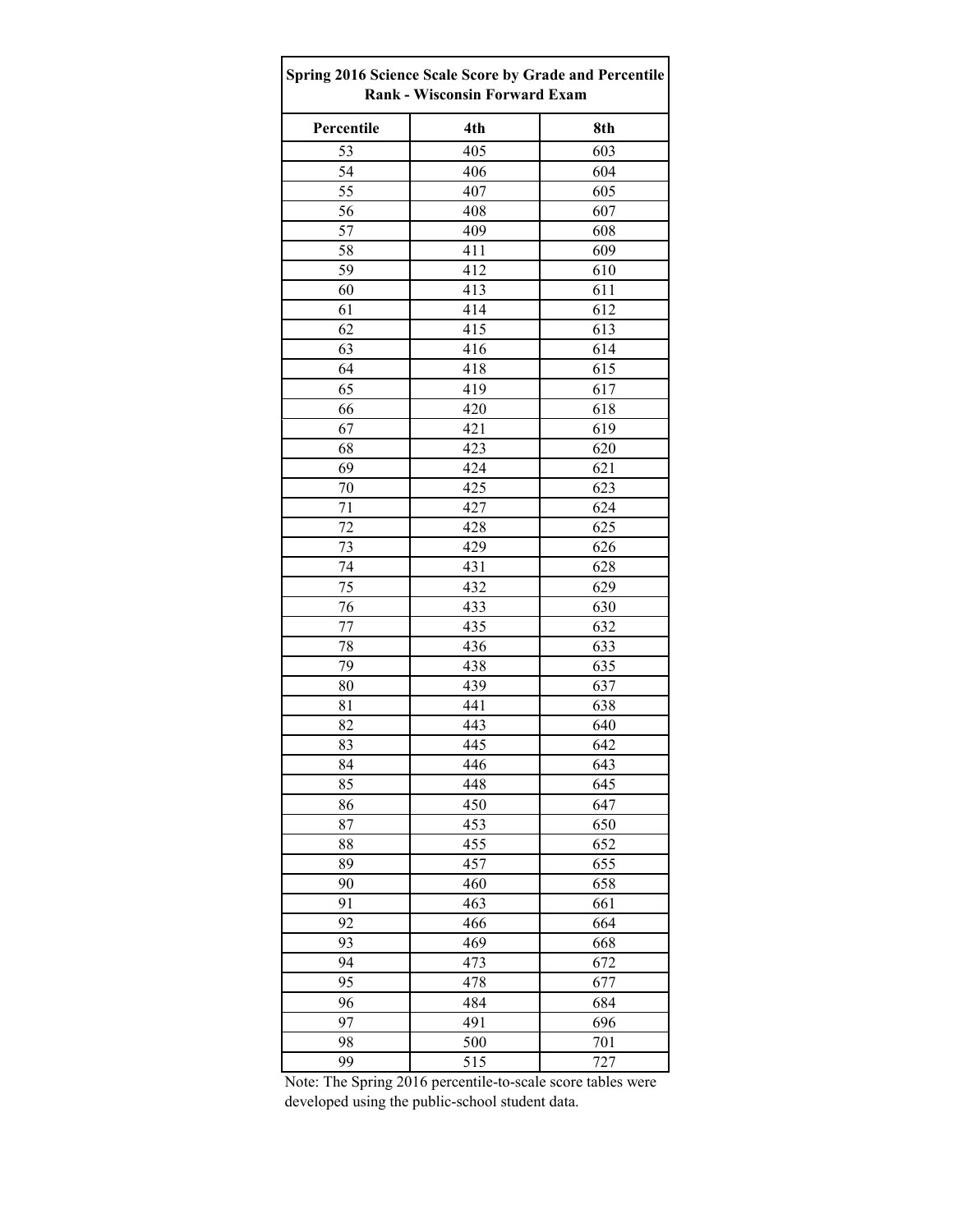| Spring 2016 Science Scale Score by Grade and Percentile Rank - Wisconsin Forward Exam | | |
|---|---|---|
| Percentile | 4th | 8th |
| 53 | 405 | 603 |
| 54 | 406 | 604 |
| 55 | 407 | 605 |
| 56 | 408 | 607 |
| 57 | 409 | 608 |
| 58 | 411 | 609 |
| 59 | 412 | 610 |
| 60 | 413 | 611 |
| 61 | 414 | 612 |
| 62 | 415 | 613 |
| 63 | 416 | 614 |
| 64 | 418 | 615 |
| 65 | 419 | 617 |
| 66 | 420 | 618 |
| 67 | 421 | 619 |
| 68 | 423 | 620 |
| 69 | 424 | 621 |
| 70 | 425 | 623 |
| 71 | 427 | 624 |
| 72 | 428 | 625 |
| 73 | 429 | 626 |
| 74 | 431 | 628 |
| 75 | 432 | 629 |
| 76 | 433 | 630 |
| 77 | 435 | 632 |
| 78 | 436 | 633 |
| 79 | 438 | 635 |
| 80 | 439 | 637 |
| 81 | 441 | 638 |
| 82 | 443 | 640 |
| 83 | 445 | 642 |
| 84 | 446 | 643 |
| 85 | 448 | 645 |
| 86 | 450 | 647 |
| 87 | 453 | 650 |
| 88 | 455 | 652 |
| 89 | 457 | 655 |
| 90 | 460 | 658 |
| 91 | 463 | 661 |
| 92 | 466 | 664 |
| 93 | 469 | 668 |
| 94 | 473 | 672 |
| 95 | 478 | 677 |
| 96 | 484 | 684 |
| 97 | 491 | 696 |
| 98 | 500 | 701 |
| 99 | 515 | 727 |

Note: The Spring 2016 percentile-to-scale score tables were developed using the public-school student data.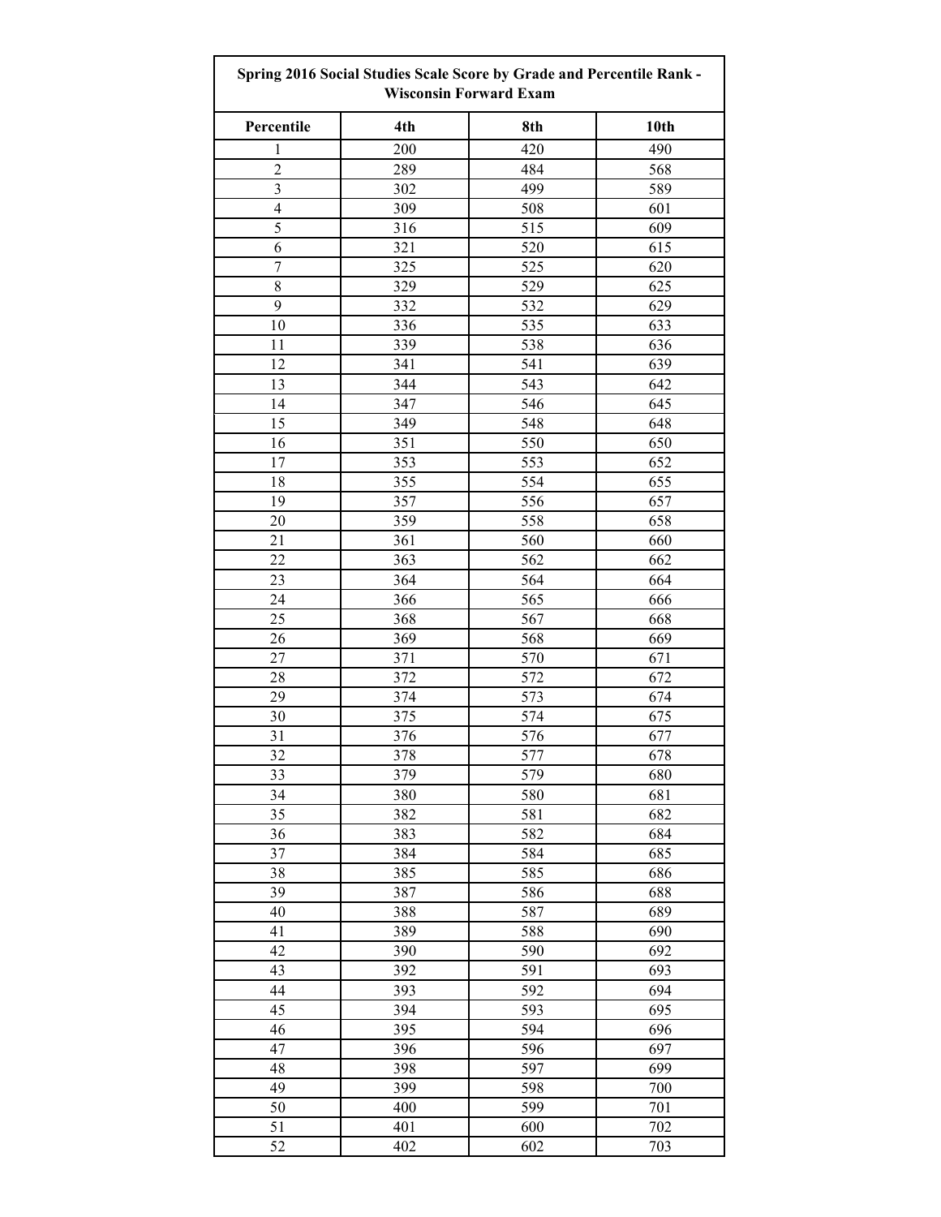**Spring 2016 Social Studies Scale Score by Grade and Percentile Rank - Wisconsin Forward Exam**

| Percentile | 4th | 8th | 10th |
|---|---|---|---|
| 1 | 200 | 420 | 490 |
| 2 | 289 | 484 | 568 |
| 3 | 302 | 499 | 589 |
| 4 | 309 | 508 | 601 |
| 5 | 316 | 515 | 609 |
| 6 | 321 | 520 | 615 |
| 7 | 325 | 525 | 620 |
| 8 | 329 | 529 | 625 |
| 9 | 332 | 532 | 629 |
| 10 | 336 | 535 | 633 |
| 11 | 339 | 538 | 636 |
| 12 | 341 | 541 | 639 |
| 13 | 344 | 543 | 642 |
| 14 | 347 | 546 | 645 |
| 15 | 349 | 548 | 648 |
| 16 | 351 | 550 | 650 |
| 17 | 353 | 553 | 652 |
| 18 | 355 | 554 | 655 |
| 19 | 357 | 556 | 657 |
| 20 | 359 | 558 | 658 |
| 21 | 361 | 560 | 660 |
| 22 | 363 | 562 | 662 |
| 23 | 364 | 564 | 664 |
| 24 | 366 | 565 | 666 |
| 25 | 368 | 567 | 668 |
| 26 | 369 | 568 | 669 |
| 27 | 371 | 570 | 671 |
| 28 | 372 | 572 | 672 |
| 29 | 374 | 573 | 674 |
| 30 | 375 | 574 | 675 |
| 31 | 376 | 576 | 677 |
| 32 | 378 | 577 | 678 |
| 33 | 379 | 579 | 680 |
| 34 | 380 | 580 | 681 |
| 35 | 382 | 581 | 682 |
| 36 | 383 | 582 | 684 |
| 37 | 384 | 584 | 685 |
| 38 | 385 | 585 | 686 |
| 39 | 387 | 586 | 688 |
| 40 | 388 | 587 | 689 |
| 41 | 389 | 588 | 690 |
| 42 | 390 | 590 | 692 |
| 43 | 392 | 591 | 693 |
| 44 | 393 | 592 | 694 |
| 45 | 394 | 593 | 695 |
| 46 | 395 | 594 | 696 |
| 47 | 396 | 596 | 697 |
| 48 | 398 | 597 | 699 |
| 49 | 399 | 598 | 700 |
| 50 | 400 | 599 | 701 |
| 51 | 401 | 600 | 702 |
| 52 | 402 | 602 | 703 |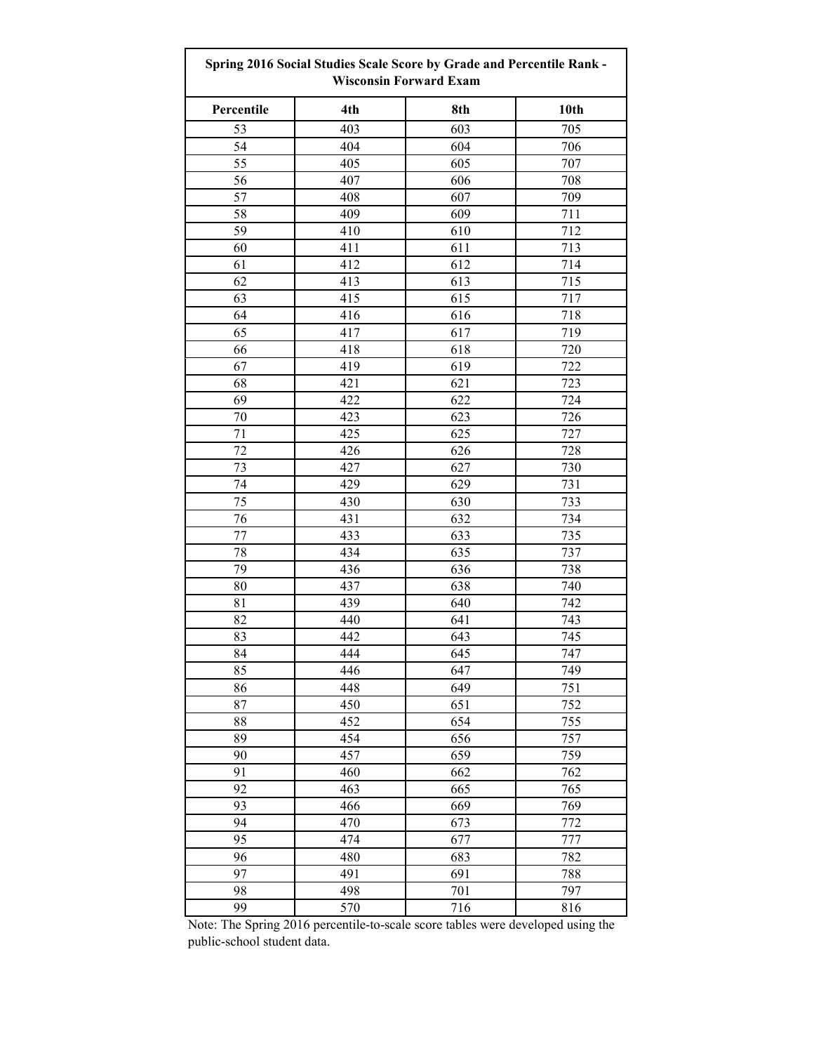**Spring 2016 Social Studies Scale Score by Grade and Percentile Rank - Wisconsin Forward Exam**

| Percentile | 4th | 8th | 10th |
|---|---|---|---|
| 53 | 403 | 603 | 705 |
| 54 | 404 | 604 | 706 |
| 55 | 405 | 605 | 707 |
| 56 | 407 | 606 | 708 |
| 57 | 408 | 607 | 709 |
| 58 | 409 | 609 | 711 |
| 59 | 410 | 610 | 712 |
| 60 | 411 | 611 | 713 |
| 61 | 412 | 612 | 714 |
| 62 | 413 | 613 | 715 |
| 63 | 415 | 615 | 717 |
| 64 | 416 | 616 | 718 |
| 65 | 417 | 617 | 719 |
| 66 | 418 | 618 | 720 |
| 67 | 419 | 619 | 722 |
| 68 | 421 | 621 | 723 |
| 69 | 422 | 622 | 724 |
| 70 | 423 | 623 | 726 |
| 71 | 425 | 625 | 727 |
| 72 | 426 | 626 | 728 |
| 73 | 427 | 627 | 730 |
| 74 | 429 | 629 | 731 |
| 75 | 430 | 630 | 733 |
| 76 | 431 | 632 | 734 |
| 77 | 433 | 633 | 735 |
| 78 | 434 | 635 | 737 |
| 79 | 436 | 636 | 738 |
| 80 | 437 | 638 | 740 |
| 81 | 439 | 640 | 742 |
| 82 | 440 | 641 | 743 |
| 83 | 442 | 643 | 745 |
| 84 | 444 | 645 | 747 |
| 85 | 446 | 647 | 749 |
| 86 | 448 | 649 | 751 |
| 87 | 450 | 651 | 752 |
| 88 | 452 | 654 | 755 |
| 89 | 454 | 656 | 757 |
| 90 | 457 | 659 | 759 |
| 91 | 460 | 662 | 762 |
| 92 | 463 | 665 | 765 |
| 93 | 466 | 669 | 769 |
| 94 | 470 | 673 | 772 |
| 95 | 474 | 677 | 777 |
| 96 | 480 | 683 | 782 |
| 97 | 491 | 691 | 788 |
| 98 | 498 | 701 | 797 |
| 99 | 570 | 716 | 816 |

Note: The Spring 2016 percentile-to-scale score tables were developed using the public-school student data.